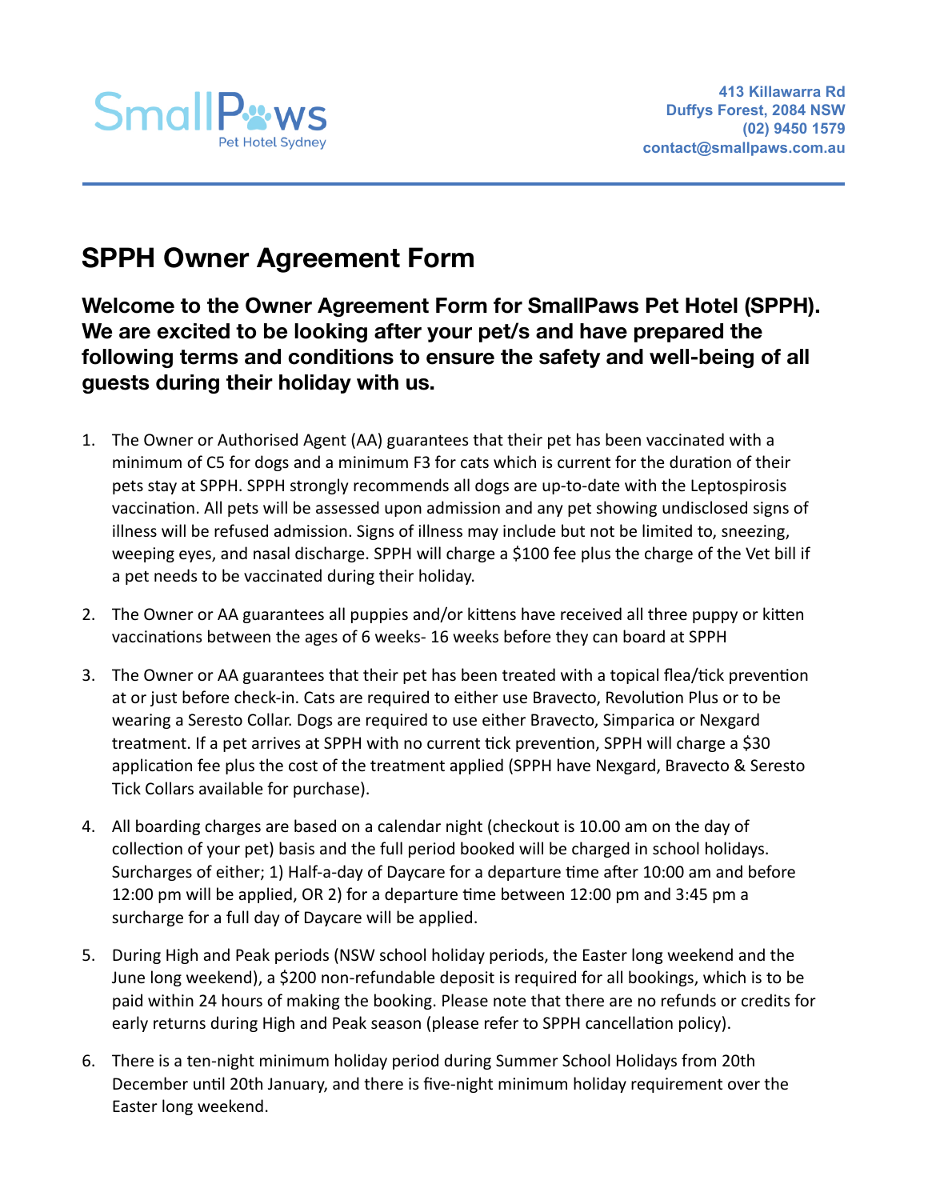SmallPaws
Pet Hotel Sydney

413 Killawarra Rd
Duffys Forest, 2084 NSW
(02) 9450 1579
contact@smallpaws.com.au

# SPPH Owner Agreement Form

## Welcome to the Owner Agreement Form for SmallPaws Pet Hotel (SPPH). We are excited to be looking after your pet/s and have prepared the following terms and conditions to ensure the safety and well-being of all guests during their holiday with us.

1. The Owner or Authorised Agent (AA) guarantees that their pet has been vaccinated with a minimum of C5 for dogs and a minimum F3 for cats which is current for the duration of their pets stay at SPPH. SPPH strongly recommends all dogs are up-to-date with the Leptospirosis vaccination. All pets will be assessed upon admission and any pet showing undisclosed signs of illness will be refused admission. Signs of illness may include but not be limited to, sneezing, weeping eyes, and nasal discharge. SPPH will charge a $100 fee plus the charge of the Vet bill if a pet needs to be vaccinated during their holiday.

2. The Owner or AA guarantees all puppies and/or kittens have received all three puppy or kitten vaccinations between the ages of 6 weeks- 16 weeks before they can board at SPPH

3. The Owner or AA guarantees that their pet has been treated with a topical flea/tick prevention at or just before check-in. Cats are required to either use Bravecto, Revolution Plus or to be wearing a Seresto Collar. Dogs are required to use either Bravecto, Simparica or Nexgard treatment. If a pet arrives at SPPH with no current tick prevention, SPPH will charge a $30 application fee plus the cost of the treatment applied (SPPH have Nexgard, Bravecto & Seresto Tick Collars available for purchase).

4. All boarding charges are based on a calendar night (checkout is 10.00 am on the day of collection of your pet) basis and the full period booked will be charged in school holidays. Surcharges of either; 1) Half-a-day of Daycare for a departure time after 10:00 am and before 12:00 pm will be applied, OR 2) for a departure time between 12:00 pm and 3:45 pm a surcharge for a full day of Daycare will be applied.

5. During High and Peak periods (NSW school holiday periods, the Easter long weekend and the June long weekend), a $200 non-refundable deposit is required for all bookings, which is to be paid within 24 hours of making the booking. Please note that there are no refunds or credits for early returns during High and Peak season (please refer to SPPH cancellation policy).

6. There is a ten-night minimum holiday period during Summer School Holidays from 20th December until 20th January, and there is five-night minimum holiday requirement over the Easter long weekend.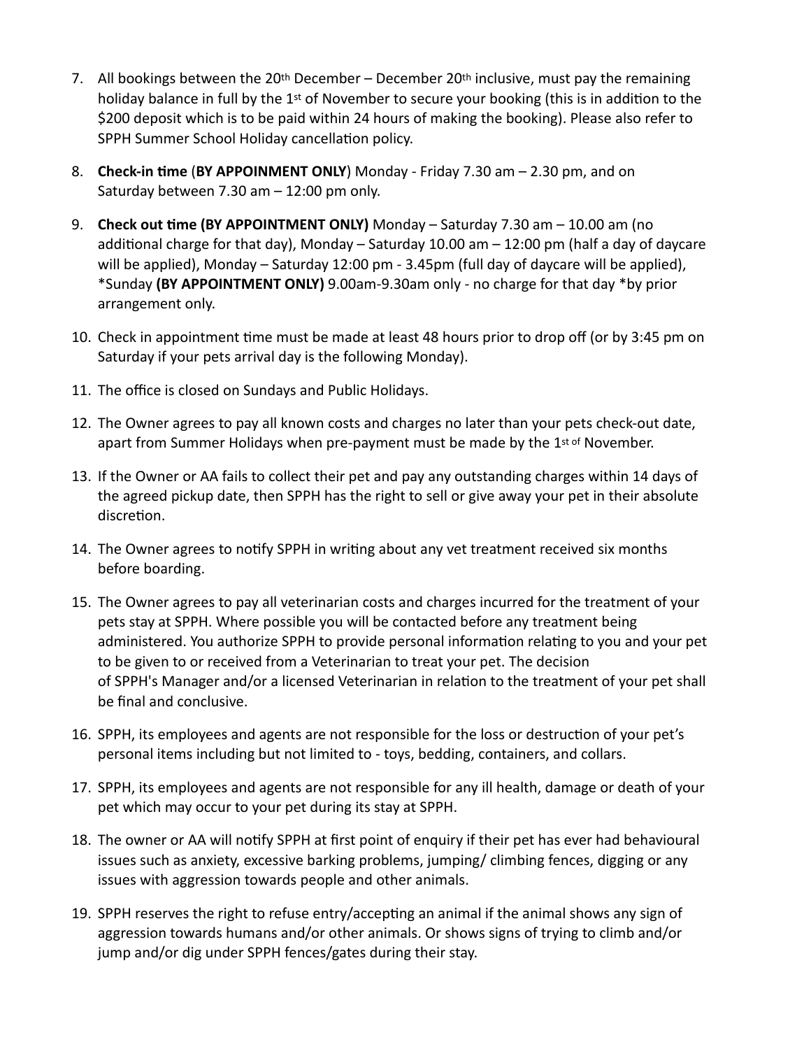7. All bookings between the 20th December – December 20th inclusive, must pay the remaining holiday balance in full by the 1st of November to secure your booking (this is in addition to the $200 deposit which is to be paid within 24 hours of making the booking). Please also refer to SPPH Summer School Holiday cancellation policy.

8. **Check-in time** (**BY APPOINMENT ONLY**) Monday - Friday 7.30 am – 2.30 pm, and on Saturday between 7.30 am – 12:00 pm only.

9. **Check out time (BY APPOINTMENT ONLY)** Monday – Saturday 7.30 am – 10.00 am (no additional charge for that day), Monday – Saturday 10.00 am – 12:00 pm (half a day of daycare will be applied), Monday – Saturday 12:00 pm - 3.45pm (full day of daycare will be applied), *Sunday **(BY APPOINTMENT ONLY)** 9.00am-9.30am only - no charge for that day *by prior arrangement only.

10. Check in appointment time must be made at least 48 hours prior to drop off (or by 3:45 pm on Saturday if your pets arrival day is the following Monday).

11. The office is closed on Sundays and Public Holidays.

12. The Owner agrees to pay all known costs and charges no later than your pets check-out date, apart from Summer Holidays when pre-payment must be made by the 1st of November.

13. If the Owner or AA fails to collect their pet and pay any outstanding charges within 14 days of the agreed pickup date, then SPPH has the right to sell or give away your pet in their absolute discretion.

14. The Owner agrees to notify SPPH in writing about any vet treatment received six months before boarding.

15. The Owner agrees to pay all veterinarian costs and charges incurred for the treatment of your pets stay at SPPH. Where possible you will be contacted before any treatment being administered. You authorize SPPH to provide personal information relating to you and your pet to be given to or received from a Veterinarian to treat your pet. The decision of SPPH's Manager and/or a licensed Veterinarian in relation to the treatment of your pet shall be final and conclusive.

16. SPPH, its employees and agents are not responsible for the loss or destruction of your pet's personal items including but not limited to - toys, bedding, containers, and collars.

17. SPPH, its employees and agents are not responsible for any ill health, damage or death of your pet which may occur to your pet during its stay at SPPH.

18. The owner or AA will notify SPPH at first point of enquiry if their pet has ever had behavioural issues such as anxiety, excessive barking problems, jumping/ climbing fences, digging or any issues with aggression towards people and other animals.

19. SPPH reserves the right to refuse entry/accepting an animal if the animal shows any sign of aggression towards humans and/or other animals. Or shows signs of trying to climb and/or jump and/or dig under SPPH fences/gates during their stay.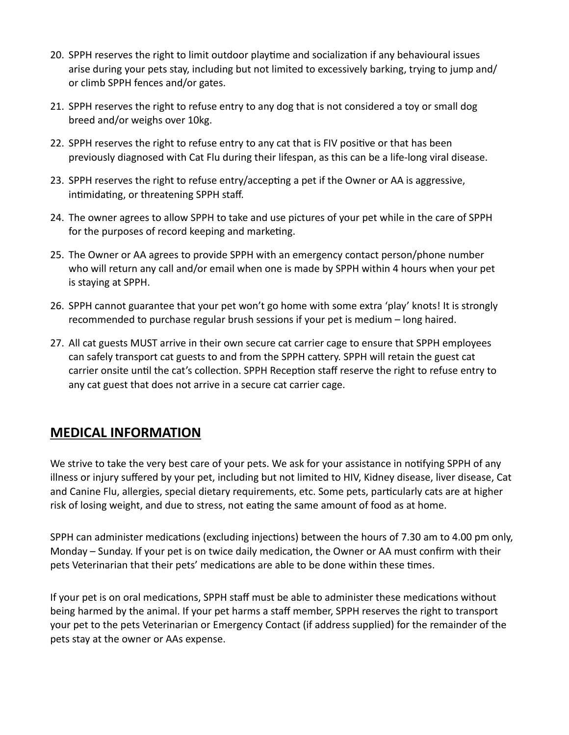20. SPPH reserves the right to limit outdoor playtime and socialization if any behavioural issues arise during your pets stay, including but not limited to excessively barking, trying to jump and/or climb SPPH fences and/or gates.
21. SPPH reserves the right to refuse entry to any dog that is not considered a toy or small dog breed and/or weighs over 10kg.
22. SPPH reserves the right to refuse entry to any cat that is FIV positive or that has been previously diagnosed with Cat Flu during their lifespan, as this can be a life-long viral disease.
23. SPPH reserves the right to refuse entry/accepting a pet if the Owner or AA is aggressive, intimidating, or threatening SPPH staff.
24. The owner agrees to allow SPPH to take and use pictures of your pet while in the care of SPPH for the purposes of record keeping and marketing.
25. The Owner or AA agrees to provide SPPH with an emergency contact person/phone number who will return any call and/or email when one is made by SPPH within 4 hours when your pet is staying at SPPH.
26. SPPH cannot guarantee that your pet won't go home with some extra 'play' knots! It is strongly recommended to purchase regular brush sessions if your pet is medium – long haired.
27. All cat guests MUST arrive in their own secure cat carrier cage to ensure that SPPH employees can safely transport cat guests to and from the SPPH cattery. SPPH will retain the guest cat carrier onsite until the cat's collection. SPPH Reception staff reserve the right to refuse entry to any cat guest that does not arrive in a secure cat carrier cage.

## MEDICAL INFORMATION

We strive to take the very best care of your pets. We ask for your assistance in notifying SPPH of any illness or injury suffered by your pet, including but not limited to HIV, Kidney disease, liver disease, Cat and Canine Flu, allergies, special dietary requirements, etc. Some pets, particularly cats are at higher risk of losing weight, and due to stress, not eating the same amount of food as at home.

SPPH can administer medications (excluding injections) between the hours of 7.30 am to 4.00 pm only, Monday – Sunday. If your pet is on twice daily medication, the Owner or AA must confirm with their pets Veterinarian that their pets' medications are able to be done within these times.

If your pet is on oral medications, SPPH staff must be able to administer these medications without being harmed by the animal. If your pet harms a staff member, SPPH reserves the right to transport your pet to the pets Veterinarian or Emergency Contact (if address supplied) for the remainder of the pets stay at the owner or AAs expense.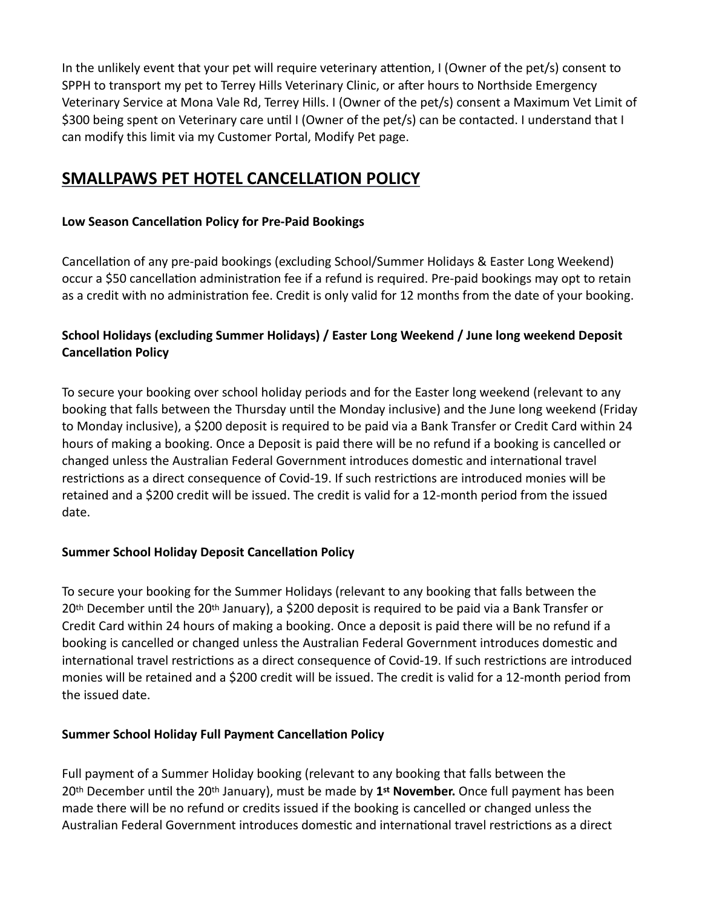In the unlikely event that your pet will require veterinary attention, I (Owner of the pet/s) consent to SPPH to transport my pet to Terrey Hills Veterinary Clinic, or after hours to Northside Emergency Veterinary Service at Mona Vale Rd, Terrey Hills. I (Owner of the pet/s) consent a Maximum Vet Limit of $300 being spent on Veterinary care until I (Owner of the pet/s) can be contacted. I understand that I can modify this limit via my Customer Portal, Modify Pet page.

## SMALLPAWS PET HOTEL CANCELLATION POLICY

**Low Season Cancellation Policy for Pre-Paid Bookings**

Cancellation of any pre-paid bookings (excluding School/Summer Holidays & Easter Long Weekend) occur a $50 cancellation administration fee if a refund is required. Pre-paid bookings may opt to retain as a credit with no administration fee. Credit is only valid for 12 months from the date of your booking.

**School Holidays (excluding Summer Holidays) / Easter Long Weekend / June long weekend Deposit Cancellation Policy**

To secure your booking over school holiday periods and for the Easter long weekend (relevant to any booking that falls between the Thursday until the Monday inclusive) and the June long weekend (Friday to Monday inclusive), a $200 deposit is required to be paid via a Bank Transfer or Credit Card within 24 hours of making a booking. Once a Deposit is paid there will be no refund if a booking is cancelled or changed unless the Australian Federal Government introduces domestic and international travel restrictions as a direct consequence of Covid-19. If such restrictions are introduced monies will be retained and a $200 credit will be issued. The credit is valid for a 12-month period from the issued date.

**Summer School Holiday Deposit Cancellation Policy**

To secure your booking for the Summer Holidays (relevant to any booking that falls between the 20th December until the 20th January), a $200 deposit is required to be paid via a Bank Transfer or Credit Card within 24 hours of making a booking. Once a deposit is paid there will be no refund if a booking is cancelled or changed unless the Australian Federal Government introduces domestic and international travel restrictions as a direct consequence of Covid-19. If such restrictions are introduced monies will be retained and a $200 credit will be issued. The credit is valid for a 12-month period from the issued date.

**Summer School Holiday Full Payment Cancellation Policy**

Full payment of a Summer Holiday booking (relevant to any booking that falls between the 20th December until the 20th January), must be made by **1st November.** Once full payment has been made there will be no refund or credits issued if the booking is cancelled or changed unless the Australian Federal Government introduces domestic and international travel restrictions as a direct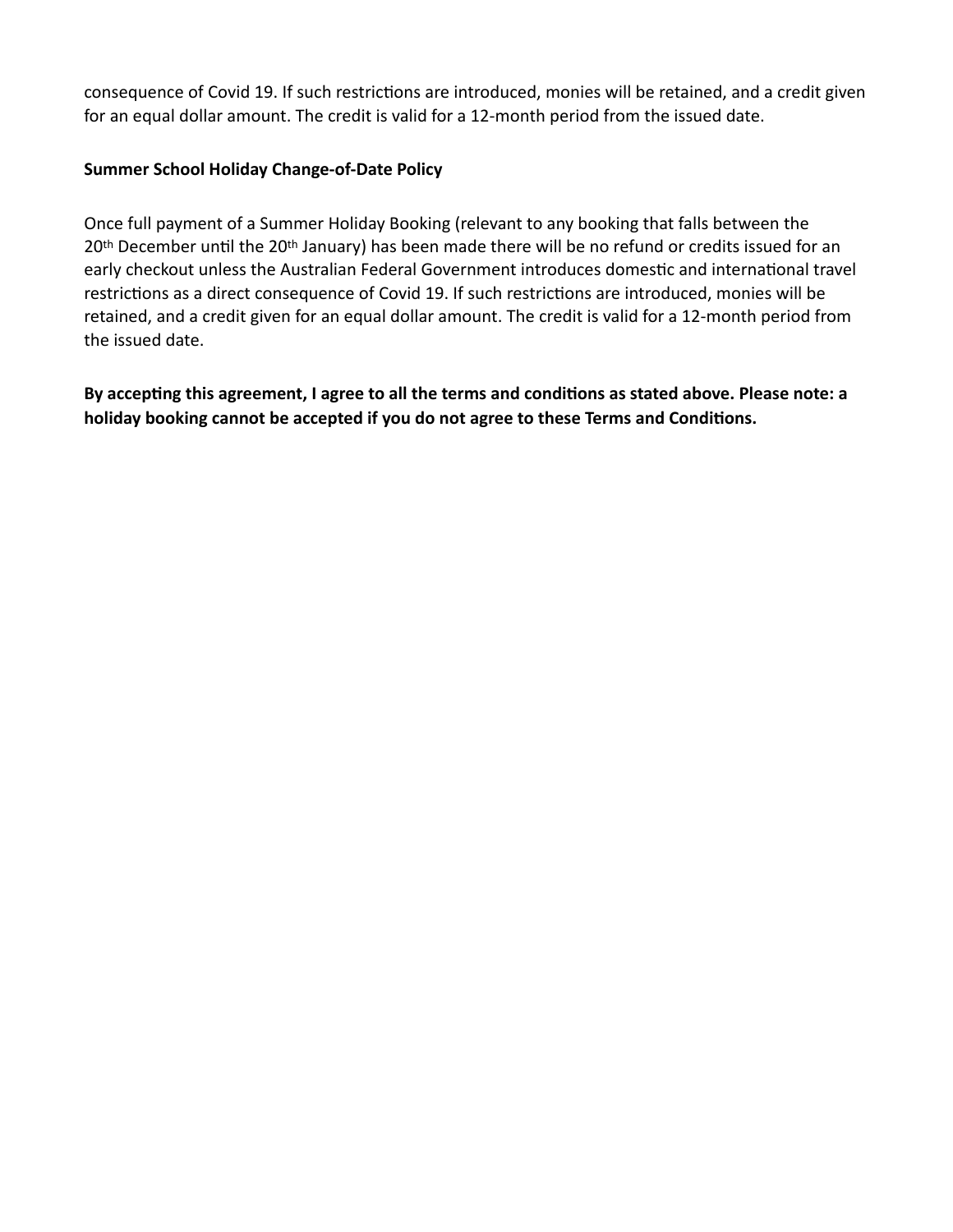consequence of Covid 19. If such restrictions are introduced, monies will be retained, and a credit given for an equal dollar amount. The credit is valid for a 12-month period from the issued date.

**Summer School Holiday Change-of-Date Policy**

Once full payment of a Summer Holiday Booking (relevant to any booking that falls between the 20th December until the 20th January) has been made there will be no refund or credits issued for an early checkout unless the Australian Federal Government introduces domestic and international travel restrictions as a direct consequence of Covid 19. If such restrictions are introduced, monies will be retained, and a credit given for an equal dollar amount. The credit is valid for a 12-month period from the issued date.

**By accepting this agreement, I agree to all the terms and conditions as stated above. Please note: a holiday booking cannot be accepted if you do not agree to these Terms and Conditions.**